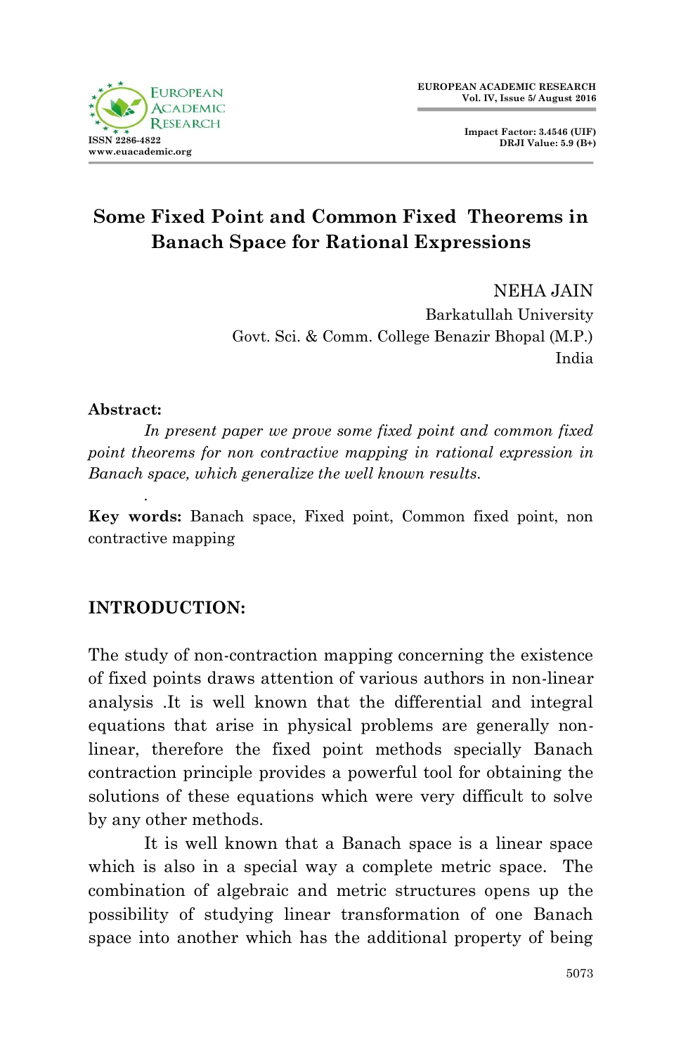# Some Fixed Point and Common Fixed Theorems in Banach Space for Rational Expressions

NEHA JAIN
Barkatullah University
Govt. Sci. & Comm. College Benazir Bhopal (M.P.)
India

**Abstract:**

*In present paper we prove some fixed point and common fixed point theorems for non contractive mapping in rational expression in Banach space, which generalize the well known results.*

**Key words:** Banach space, Fixed point, Common fixed point, non contractive mapping

## INTRODUCTION:

The study of non-contraction mapping concerning the existence of fixed points draws attention of various authors in non-linear analysis .It is well known that the differential and integral equations that arise in physical problems are generally non-linear, therefore the fixed point methods specially Banach contraction principle provides a powerful tool for obtaining the solutions of these equations which were very difficult to solve by any other methods.

It is well known that a Banach space is a linear space which is also in a special way a complete metric space. The combination of algebraic and metric structures opens up the possibility of studying linear transformation of one Banach space into another which has the additional property of being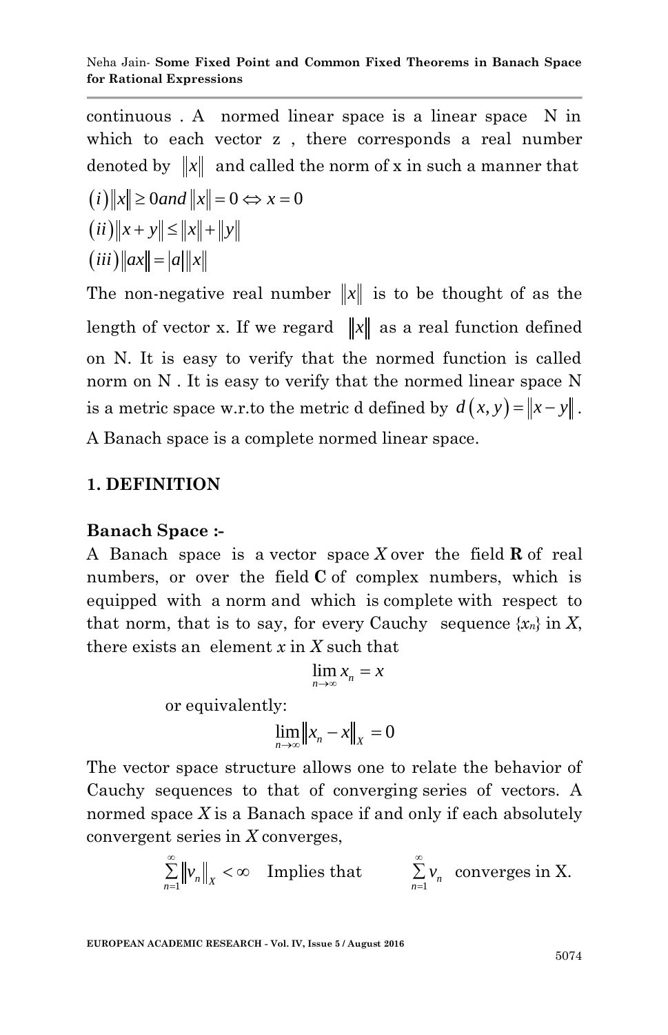continuous . A normed linear space is a linear space N in which to each vector z , there corresponds a real number denoted by $\|x\|$ and called the norm of x in such a manner that

$(i)\|x\| \geq 0 and \|x\| = 0 \Leftrightarrow x = 0$

$(ii)\|x + y\| \leq \|x\| + \|y\|$

$(iii)\|ax\| = |a|\|x\|$

The non-negative real number $\|x\|$ is to be thought of as the length of vector x. If we regard $\|x\|$ as a real function defined on N. It is easy to verify that the normed function is called norm on N . It is easy to verify that the normed linear space N is a metric space w.r.to the metric d defined by $d(x, y) = \|x - y\|$. A Banach space is a complete normed linear space.

## 1. DEFINITION

### Banach Space :-

A Banach space is a vector space $X$ over the field **R** of real numbers, or over the field **C** of complex numbers, which is equipped with a norm and which is complete with respect to that norm, that is to say, for every Cauchy sequence $\{x_n\}$ in $X$, there exists an element $x$ in $X$ such that

$$\lim_{n \to \infty} x_n = x$$

or equivalently:

$$\lim_{n \to \infty} \|x_n - x\|_X = 0$$

The vector space structure allows one to relate the behavior of Cauchy sequences to that of converging series of vectors. A normed space $X$ is a Banach space if and only if each absolutely convergent series in $X$ converges,

$$\sum_{n=1}^{\infty} \|v_n\|_X < \infty \quad \text{Implies that} \quad \sum_{n=1}^{\infty} v_n \quad \text{converges in X.}$$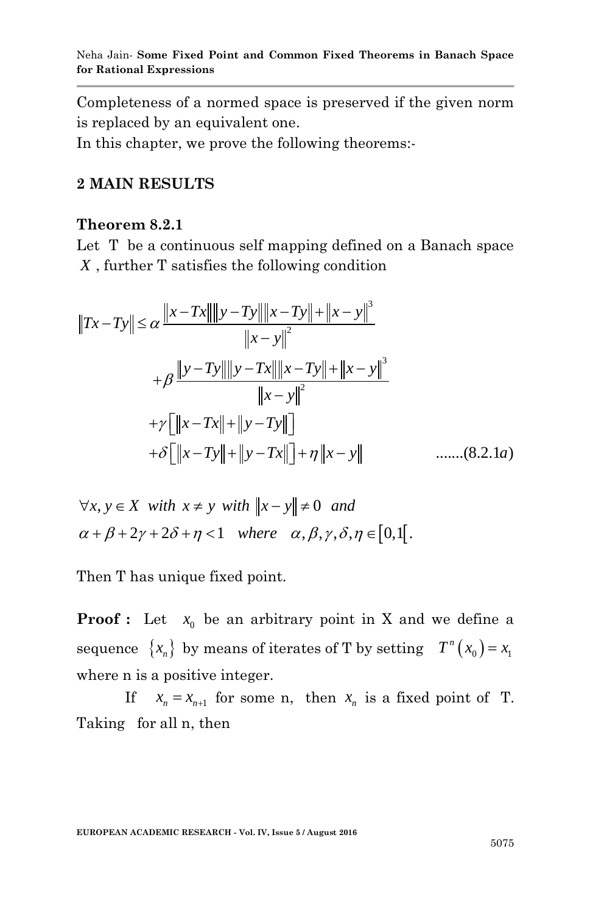Completeness of a normed space is preserved if the given norm is replaced by an equivalent one.

In this chapter, we prove the following theorems:-

## 2 MAIN RESULTS

### Theorem 8.2.1

Let T be a continuous self mapping defined on a Banach space $X$, further T satisfies the following condition

$$
\begin{aligned}
\|Tx-Ty\| \le \alpha \frac{\|x-Tx\|\|y-Ty\|\|x-Ty\|+\|x-y\|^3}{\|x-y\|^2} \\
+\beta \frac{\|y-Ty\|\|y-Tx\|\|x-Ty\|+\|x-y\|^3}{\|x-y\|^2} \\
+\gamma\left[\|x-Tx\|+\|y-Ty\|\right] \\
+\delta\left[\|x-Ty\|+\|y-Tx\|\right]+\eta\|x-y\| \qquad .......(8.2.1a)
\end{aligned}
$$

$\forall x, y \in X$ *with* $x \ne y$ *with* $\|x-y\| \ne 0$ *and*

$\alpha+\beta+2\gamma+2\delta+\eta<1$ *where* $\alpha,\beta,\gamma,\delta,\eta \in [0,1[$.

Then T has unique fixed point.

**Proof :** Let $x_0$ be an arbitrary point in X and we define a sequence $\{x_n\}$ by means of iterates of T by setting $T^n(x_0)=x_1$ where n is a positive integer.

If $x_n = x_{n+1}$ for some n, then $x_n$ is a fixed point of T. Taking for all n, then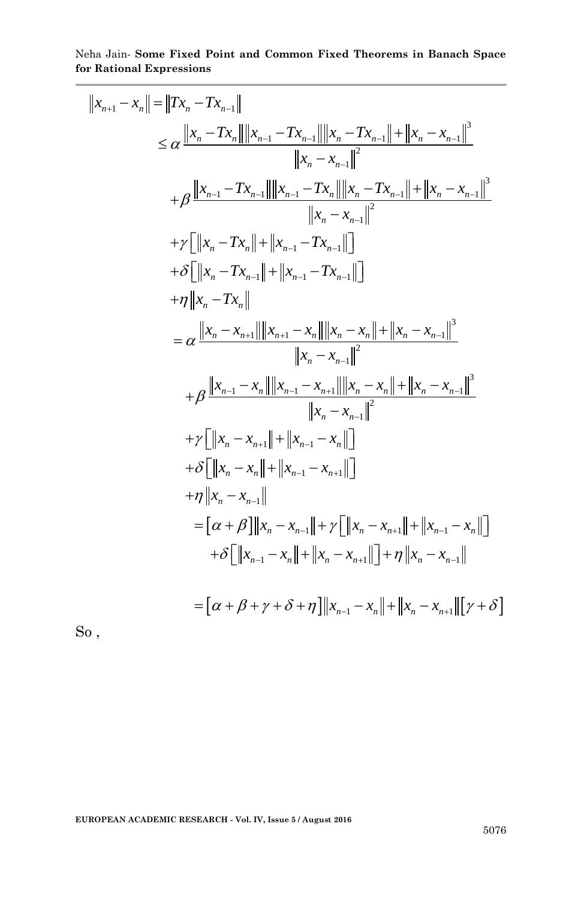$$
\begin{aligned}
\|x_{n+1}-x_n\| &= \|Tx_n - Tx_{n-1}\| \\
&\le \alpha \frac{\|x_n - Tx_n\| \|x_{n-1} - Tx_{n-1}\| \|x_n - Tx_{n-1}\| + \|x_n - x_{n-1}\|^3}{\|x_n - x_{n-1}\|^2} \\
&\quad + \beta \frac{\|x_{n-1} - Tx_{n-1}\| \|x_{n-1} - Tx_n\| \|x_n - Tx_{n-1}\| + \|x_n - x_{n-1}\|^3}{\|x_n - x_{n-1}\|^2} \\
&\quad + \gamma \left[ \|x_n - Tx_n\| + \|x_{n-1} - Tx_{n-1}\| \right] \\
&\quad + \delta \left[ \|x_n - Tx_{n-1}\| + \|x_{n-1} - Tx_{n-1}\| \right] \\
&\quad + \eta \|x_n - Tx_n\| \\
&= \alpha \frac{\|x_n - x_{n+1}\| \|x_{n+1} - x_n\| \|x_n - x_n\| + \|x_n - x_{n-1}\|^3}{\|x_n - x_{n-1}\|^2} \\
&\quad + \beta \frac{\|x_{n-1} - x_n\| \|x_{n-1} - x_{n+1}\| \|x_n - x_n\| + \|x_n - x_{n-1}\|^3}{\|x_n - x_{n-1}\|^2} \\
&\quad + \gamma \left[ \|x_n - x_{n+1}\| + \|x_{n-1} - x_n\| \right] \\
&\quad + \delta \left[ \|x_n - x_n\| + \|x_{n-1} - x_{n+1}\| \right] \\
&\quad + \eta \|x_n - x_{n-1}\| \\
&= [\alpha + \beta] \|x_n - x_{n-1}\| + \gamma \left[ \|x_n - x_{n+1}\| + \|x_{n-1} - x_n\| \right] \\
&\qquad + \delta \left[ \|x_{n-1} - x_n\| + \|x_n - x_{n+1}\| \right] + \eta \|x_n - x_{n-1}\| \\
&= [\alpha + \beta + \gamma + \delta + \eta] \|x_{n-1} - x_n\| + \|x_n - x_{n+1}\| [\gamma + \delta]
\end{aligned}
$$

So ,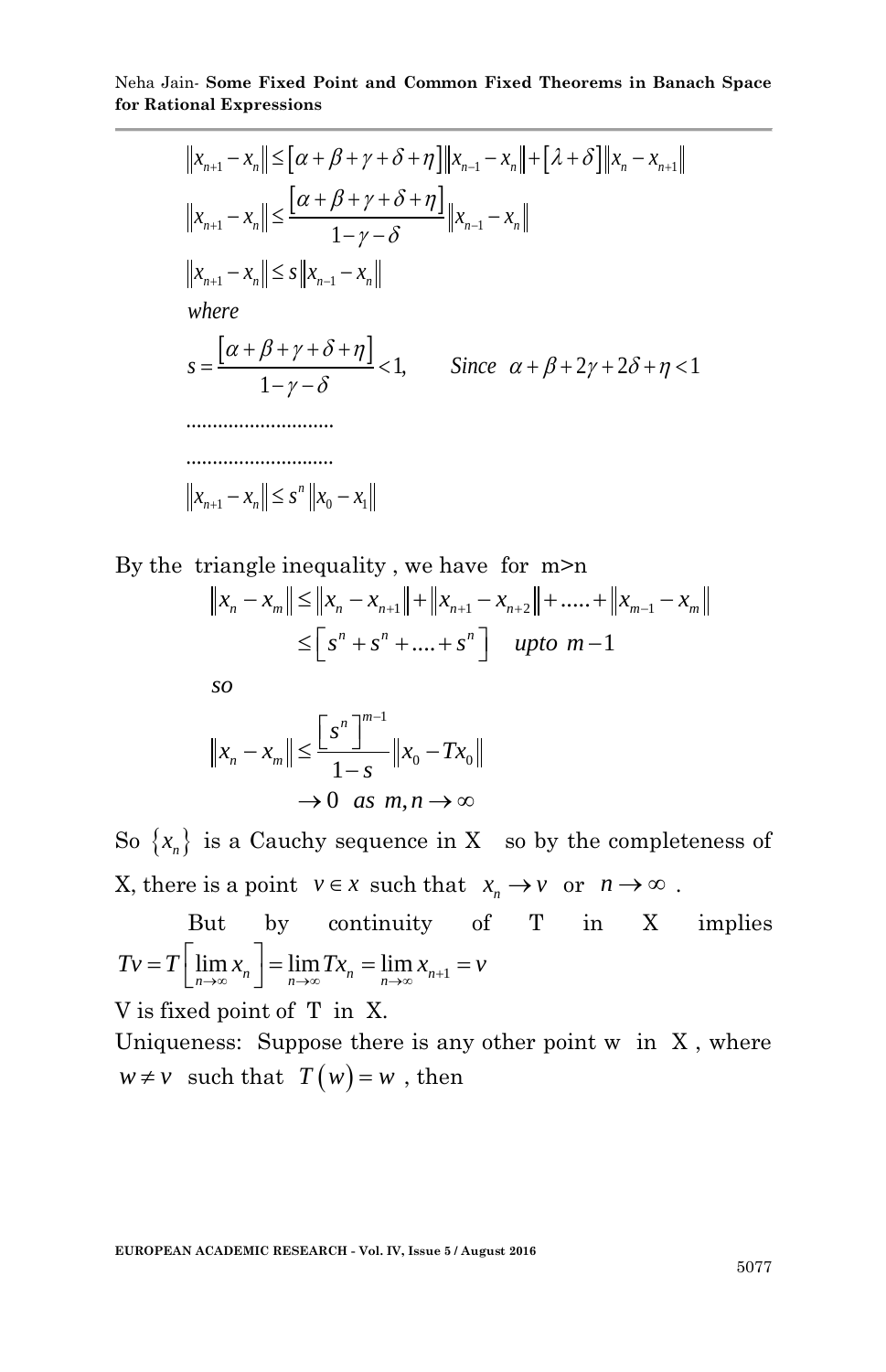$$\|x_{n+1} - x_n\| \le [\alpha + \beta + \gamma + \delta + \eta]\|x_{n-1} - x_n\| + [\lambda + \delta]\|x_n - x_{n+1}\|$$

$$\|x_{n+1} - x_n\| \le \frac{[\alpha + \beta + \gamma + \delta + \eta]}{1 - \gamma - \delta}\|x_{n-1} - x_n\|$$

$$\|x_{n+1} - x_n\| \le s\|x_{n-1} - x_n\|$$

*where*

$$s = \frac{[\alpha + \beta + \gamma + \delta + \eta]}{1 - \gamma - \delta} < 1, \qquad Since \;\; \alpha + \beta + 2\gamma + 2\delta + \eta < 1$$

..........................

..........................

$$\|x_{n+1} - x_n\| \le s^n \|x_0 - x_1\|$$

By the triangle inequality, we have for m>n

$$\|x_n - x_m\| \le \|x_n - x_{n+1}\| + \|x_{n+1} - x_{n+2}\| + ..... + \|x_{m-1} - x_m\|$$

$$\le \left[s^n + s^n + .... + s^n\right] \quad upto \;\; m-1$$

*so*

$$\|x_n - x_m\| \le \frac{\left[s^n\right]^{m-1}}{1-s}\|x_0 - Tx_0\|$$

$$\to 0 \;\; as \;\; m, n \to \infty$$

So $\{x_n\}$ is a Cauchy sequence in X so by the completeness of X, there is a point $v \in x$ such that $x_n \to v$ or $n \to \infty$.

But by continuity of T in X implies $Tv = T\left[\lim_{n\to\infty} x_n\right] = \lim_{n\to\infty} Tx_n = \lim_{n\to\infty} x_{n+1} = v$

V is fixed point of T in X.

Uniqueness: Suppose there is any other point w in X, where $w \ne v$ such that $T(w) = w$, then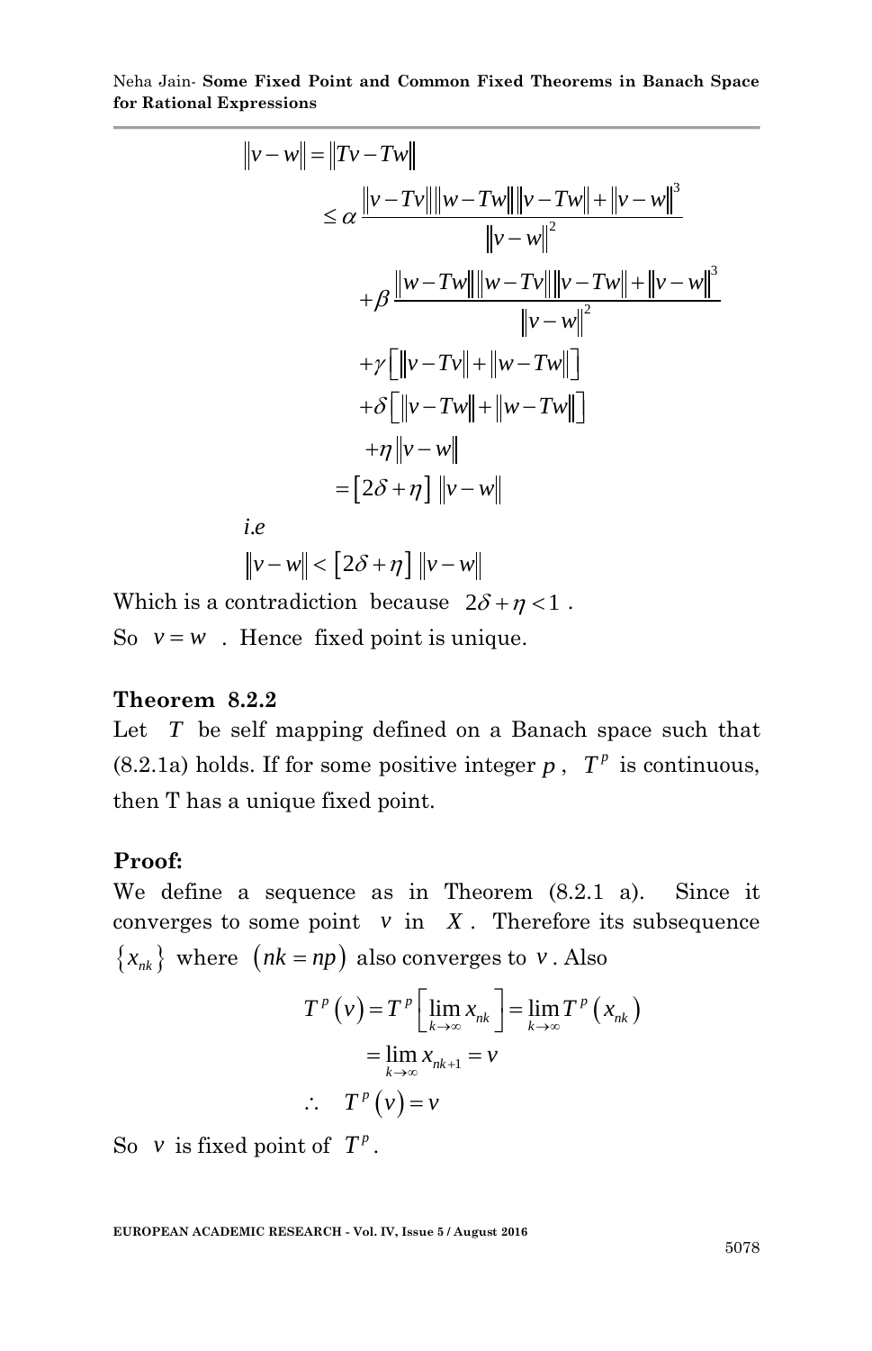$$
\begin{aligned}
\|v-w\| &= \|Tv-Tw\| \\
&\leq \alpha \frac{\|v-Tv\|\|w-Tw\|\|v-Tw\|+\|v-w\|^3}{\|v-w\|^2} \\
&\quad +\beta \frac{\|w-Tw\|\|w-Tv\|\|v-Tw\|+\|v-w\|^3}{\|v-w\|^2} \\
&\quad +\gamma\left[\|v-Tv\|+\|w-Tw\|\right] \\
&\quad +\delta\left[\|v-Tw\|+\|w-Tw\|\right] \\
&\quad +\eta\|v-w\| \\
&= \left[2\delta+\eta\right]\|v-w\|
\end{aligned}
$$

*i.e*

$$
\|v-w\| < \left[2\delta+\eta\right]\|v-w\|
$$

Which is a contradiction because $2\delta+\eta<1$.

So $v=w$. Hence fixed point is unique.

**Theorem 8.2.2**

Let $T$ be self mapping defined on a Banach space such that (8.2.1a) holds. If for some positive integer $p$, $T^p$ is continuous, then T has a unique fixed point.

**Proof:**

We define a sequence as in Theorem (8.2.1 a). Since it converges to some point $v$ in $X$. Therefore its subsequence $\{x_{nk}\}$ where $(nk=np)$ also converges to $v$. Also

$$
\begin{aligned}
T^p(v) &= T^p\left[\lim_{k\to\infty} x_{nk}\right] = \lim_{k\to\infty} T^p(x_{nk}) \\
&= \lim_{k\to\infty} x_{nk+1} = v \\
\therefore \quad & T^p(v) = v
\end{aligned}
$$

So $v$ is fixed point of $T^p$.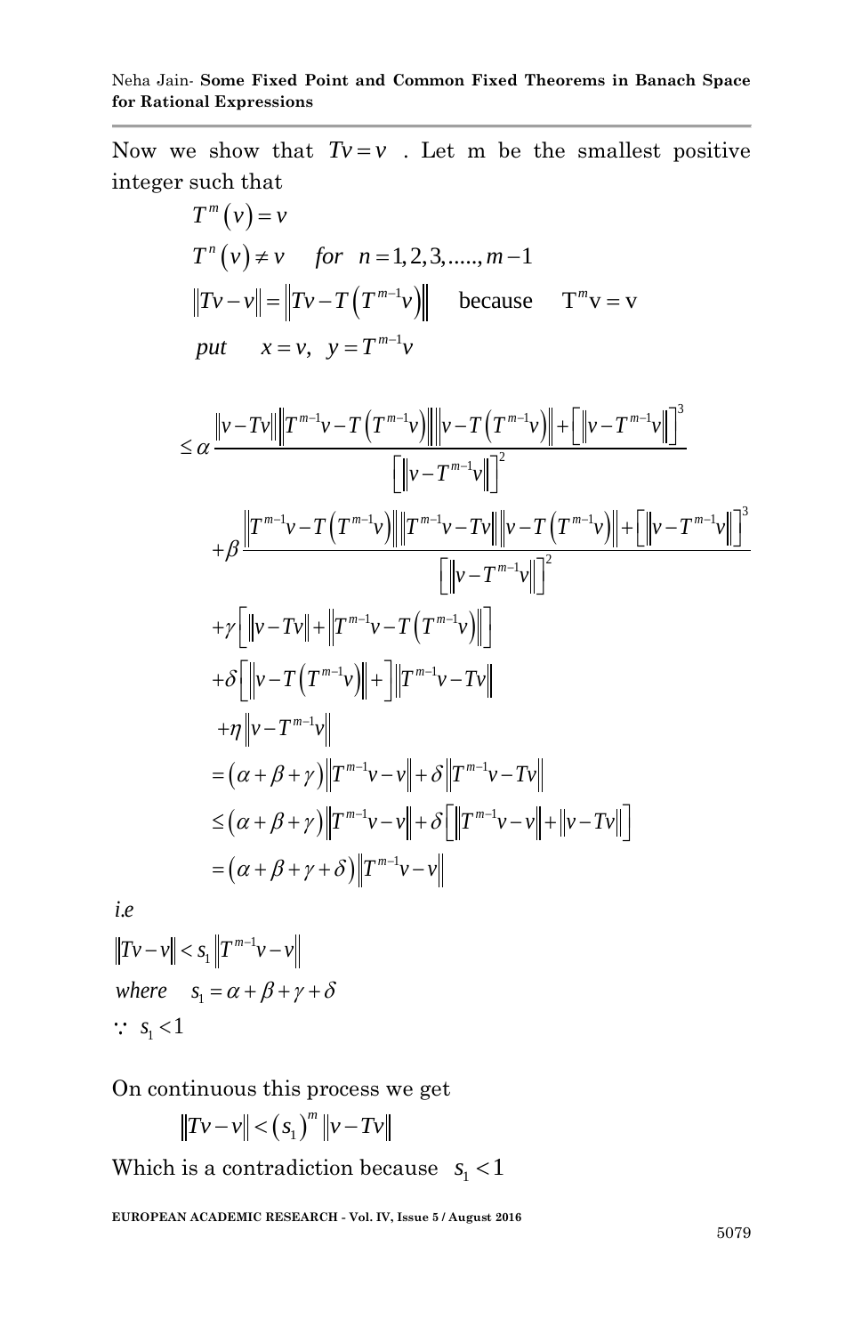Now we show that $Tv = v$ . Let m be the smallest positive integer such that

$$T^m(v) = v$$

$$T^n(v) \neq v \quad for \quad n = 1,2,3,.....,m-1$$

$$\|Tv - v\| = \|Tv - T(T^{m-1}v)\| \quad \text{because} \quad \text{T}^m\text{v} = \text{v}$$

$$put \quad x = v, \;\; y = T^{m-1}v$$

$$\leq \alpha \frac{\|v - Tv\| \|T^{m-1}v - T(T^{m-1}v)\| \|v - T(T^{m-1}v)\| + [\|v - T^{m-1}v\|]^3}{[\|v - T^{m-1}v\|]^2}$$

$$+\beta \frac{\|T^{m-1}v - T(T^{m-1}v)\| \|T^{m-1}v - Tv\| \|v - T(T^{m-1}v)\| + [\|v - T^{m-1}v\|]^3}{[\|v - T^{m-1}v\|]^2}$$

$$+\gamma\left[\|v - Tv\| + \|T^{m-1}v - T(T^{m-1}v)\|\right]$$

$$+\delta\left[\|v - T(T^{m-1}v)\| + \right]\|T^{m-1}v - Tv\|$$

$$+\eta\|v - T^{m-1}v\|$$

$$= (\alpha + \beta + \gamma)\|T^{m-1}v - v\| + \delta\|T^{m-1}v - Tv\|$$

$$\leq (\alpha + \beta + \gamma)\|T^{m-1}v - v\| + \delta\left[\|T^{m-1}v - v\| + \|v - Tv\|\right]$$

$$= (\alpha + \beta + \gamma + \delta)\|T^{m-1}v - v\|$$

*i.e*

$$\|Tv - v\| < s_1\|T^{m-1}v - v\|$$

$$where \quad s_1 = \alpha + \beta + \gamma + \delta$$

$$\because \; s_1 < 1$$

On continuous this process we get

$$\|Tv - v\| < (s_1)^m \|v - Tv\|$$

Which is a contradiction because $s_1 < 1$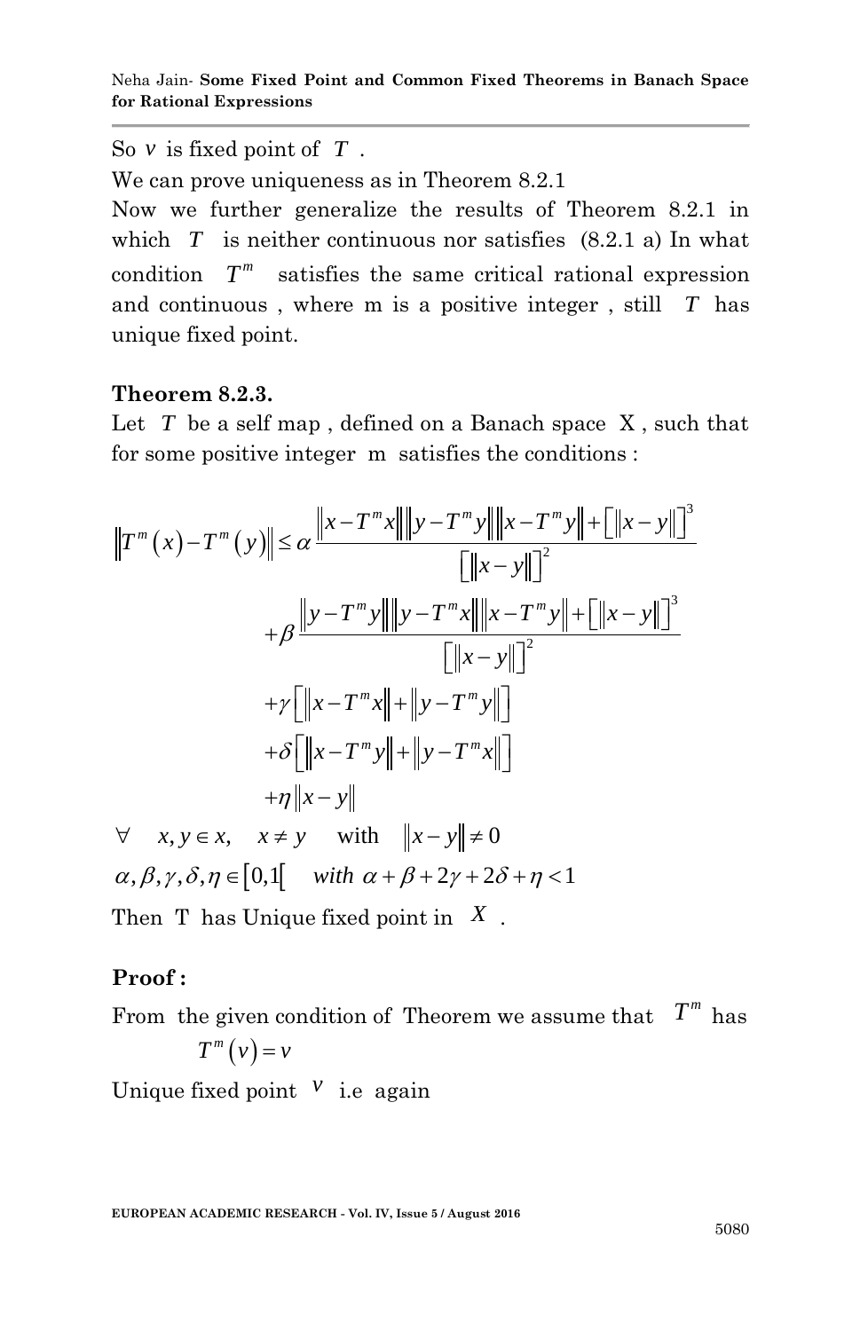So $v$ is fixed point of $T$.

We can prove uniqueness as in Theorem 8.2.1

Now we further generalize the results of Theorem 8.2.1 in which $T$ is neither continuous nor satisfies (8.2.1 a) In what condition $T^m$ satisfies the same critical rational expression and continuous, where m is a positive integer, still $T$ has unique fixed point.

**Theorem 8.2.3.**

Let $T$ be a self map, defined on a Banach space X, such that for some positive integer m satisfies the conditions :

$$\begin{aligned}
\left\|T^m(x)-T^m(y)\right\| \leq\; & \alpha \frac{\left\|x-T^m x\right\|\left\|y-T^m y\right\|\left\|x-T^m y\right\|+\left[\left\|x-y\right\|\right]^3}{\left[\left\|x-y\right\|\right]^2} \\
& +\beta \frac{\left\|y-T^m y\right\|\left\|y-T^m x\right\|\left\|x-T^m y\right\|+\left[\left\|x-y\right\|\right]^3}{\left[\left\|x-y\right\|\right]^2} \\
& +\gamma\left[\left\|x-T^m x\right\|+\left\|y-T^m y\right\|\right] \\
& +\delta\left[\left\|x-T^m y\right\|+\left\|y-T^m x\right\|\right] \\
& +\eta\left\|x-y\right\|
\end{aligned}$$

$\forall \quad x, y \in x, \quad x \neq y \quad$ with $\quad \|x-y\| \neq 0$

$\alpha, \beta, \gamma, \delta, \eta \in [0,1[ \quad$ *with* $\alpha+\beta+2\gamma+2\delta+\eta<1$

Then T has Unique fixed point in $X$.

**Proof :**

From the given condition of Theorem we assume that $T^m$ has

$$T^m(v)=v$$

Unique fixed point $v$ i.e again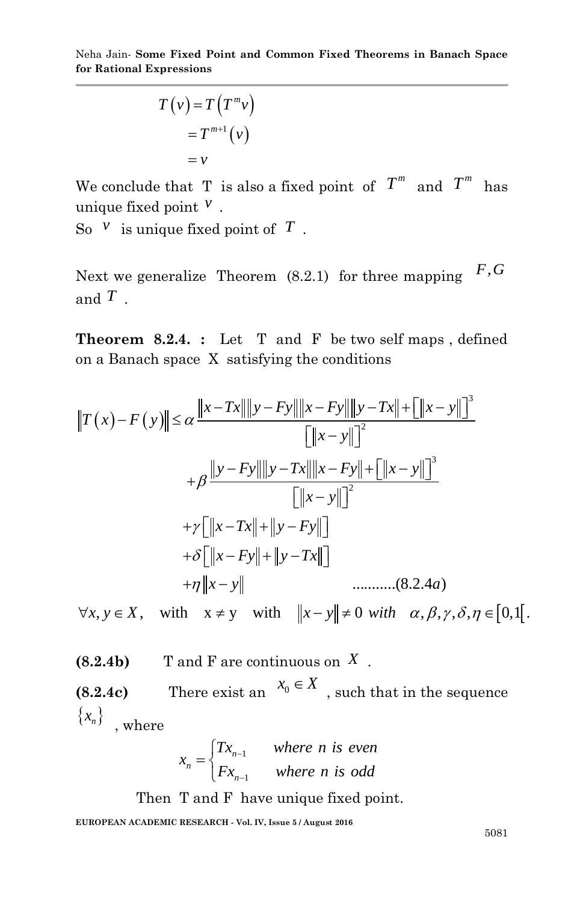$$
\begin{aligned}
T(v) &= T\left(T^m v\right) \\
&= T^{m+1}(v) \\
&= v
\end{aligned}
$$

We conclude that T is also a fixed point of $T^m$ and $T^m$ has unique fixed point $v$.

So $v$ is unique fixed point of $T$.

Next we generalize Theorem (8.2.1) for three mapping $F, G$ and $T$.

**Theorem 8.2.4. :** Let T and F be two self maps, defined on a Banach space X satisfying the conditions

$$
\begin{aligned}
\left\|T(x)-F(y)\right\| \le\ & \alpha \frac{\|x-Tx\|\|y-Fy\|\|x-Fy\|\|y-Tx\|+\left[\|x-y\|\right]^3}{\left[\|x-y\|\right]^2} \\
&+\beta \frac{\|y-Fy\|\|y-Tx\|\|x-Fy\|+\left[\|x-y\|\right]^3}{\left[\|x-y\|\right]^2} \\
&+\gamma\left[\|x-Tx\|+\|y-Fy\|\right] \\
&+\delta\left[\|x-Fy\|+\|y-Tx\|\right] \\
&+\eta\|x-y\| \qquad \text{...........(8.2.4a)}
\end{aligned}
$$

$\forall x, y \in X$, with $x \neq y$ with $\|x-y\| \neq 0$ *with* $\alpha, \beta, \gamma, \delta, \eta \in [0,1[$.

**(8.2.4b)** T and F are continuous on $X$.

**(8.2.4c)** There exist an $x_0 \in X$, such that in the sequence $\{x_n\}$, where

$$
x_n = \begin{cases} Tx_{n-1} & \text{where } n \text{ is even} \\ Fx_{n-1} & \text{where } n \text{ is odd} \end{cases}
$$

Then T and F have unique fixed point.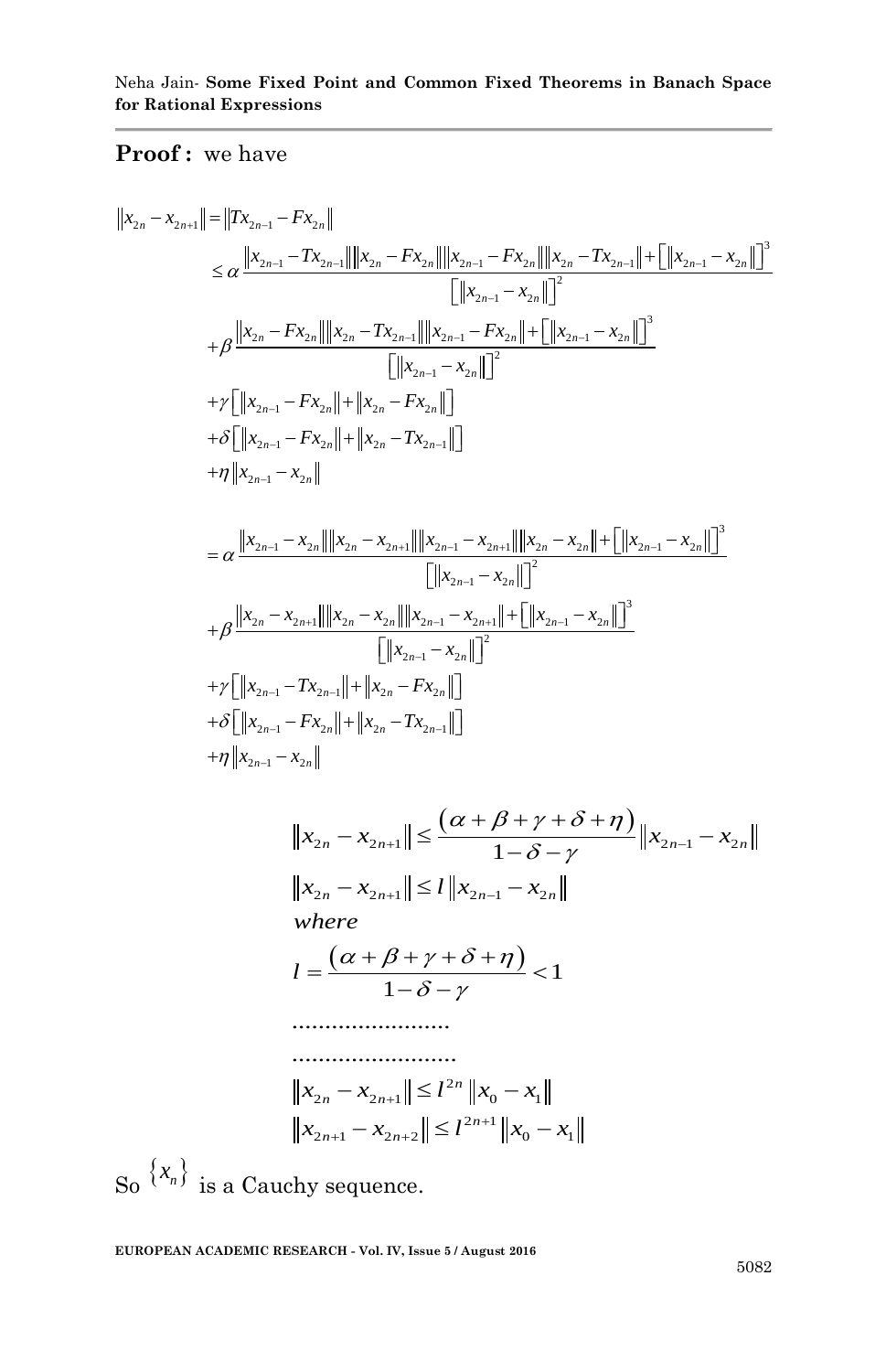**Proof :** we have

$$
\begin{aligned}
\|x_{2n}-x_{2n+1}\| &= \|Tx_{2n-1}-Fx_{2n}\| \\
&\le \alpha \frac{\|x_{2n-1}-Tx_{2n-1}\|\|x_{2n}-Fx_{2n}\|\|x_{2n-1}-Fx_{2n}\|\|x_{2n}-Tx_{2n-1}\|+\left[\|x_{2n-1}-x_{2n}\|\right]^3}{\left[\|x_{2n-1}-x_{2n}\|\right]^2} \\
&+\beta \frac{\|x_{2n}-Fx_{2n}\|\|x_{2n}-Tx_{2n-1}\|\|x_{2n-1}-Fx_{2n}\|+\left[\|x_{2n-1}-x_{2n}\|\right]^3}{\left[\|x_{2n-1}-x_{2n}\|\right]^2} \\
&+\gamma\left[\|x_{2n-1}-Fx_{2n}\|+\|x_{2n}-Fx_{2n}\|\right] \\
&+\delta\left[\|x_{2n-1}-Fx_{2n}\|+\|x_{2n}-Tx_{2n-1}\|\right] \\
&+\eta\|x_{2n-1}-x_{2n}\|
\end{aligned}
$$

$$
\begin{aligned}
&= \alpha \frac{\|x_{2n-1}-x_{2n}\|\|x_{2n}-x_{2n+1}\|\|x_{2n-1}-x_{2n+1}\|\|x_{2n}-x_{2n}\|+\left[\|x_{2n-1}-x_{2n}\|\right]^3}{\left[\|x_{2n-1}-x_{2n}\|\right]^2} \\
&+\beta \frac{\|x_{2n}-x_{2n+1}\|\|x_{2n}-x_{2n}\|\|x_{2n-1}-x_{2n+1}\|+\left[\|x_{2n-1}-x_{2n}\|\right]^3}{\left[\|x_{2n-1}-x_{2n}\|\right]^2} \\
&+\gamma\left[\|x_{2n-1}-Tx_{2n-1}\|+\|x_{2n}-Fx_{2n}\|\right] \\
&+\delta\left[\|x_{2n-1}-Fx_{2n}\|+\|x_{2n}-Tx_{2n-1}\|\right] \\
&+\eta\|x_{2n-1}-x_{2n}\|
\end{aligned}
$$

$$
\begin{aligned}
&\|x_{2n}-x_{2n+1}\| \le \frac{(\alpha+\beta+\gamma+\delta+\eta)}{1-\delta-\gamma}\|x_{2n-1}-x_{2n}\| \\
&\|x_{2n}-x_{2n+1}\| \le l\|x_{2n-1}-x_{2n}\| \\
&\textit{where} \\
&l=\frac{(\alpha+\beta+\gamma+\delta+\eta)}{1-\delta-\gamma}<1 \\
&\dots\dots\dots\dots\dots\dots \\
&\dots\dots\dots\dots\dots\dots \\
&\|x_{2n}-x_{2n+1}\| \le l^{2n}\|x_0-x_1\| \\
&\|x_{2n+1}-x_{2n+2}\| \le l^{2n+1}\|x_0-x_1\|
\end{aligned}
$$

So $\{x_n\}$ is a Cauchy sequence.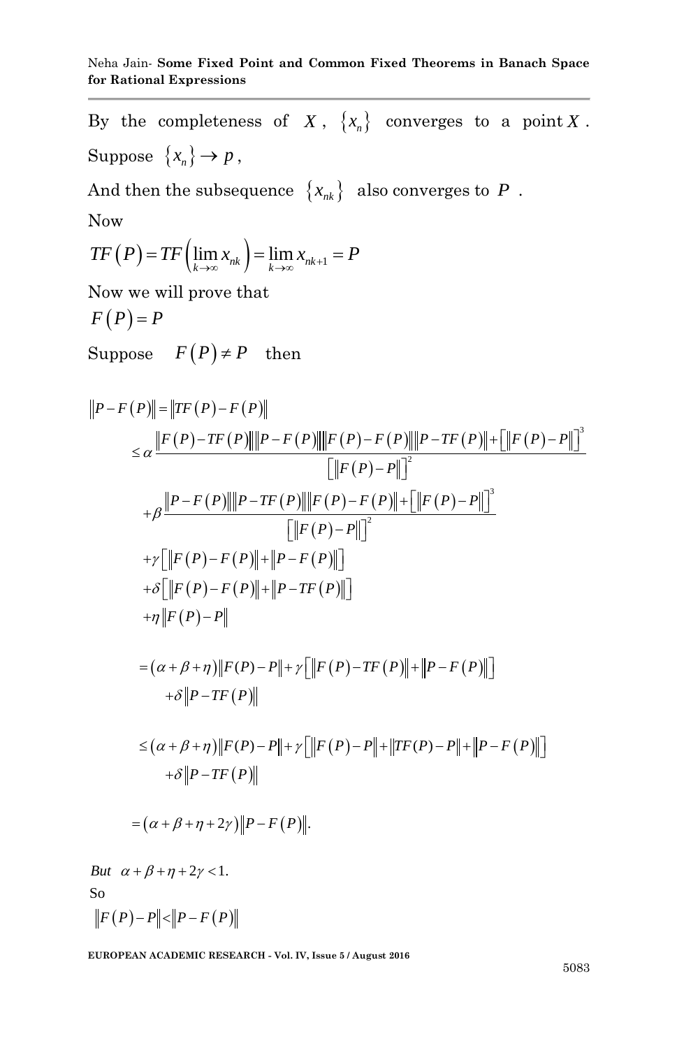By the completeness of $X$, $\{x_n\}$ converges to a point $X$. Suppose $\{x_n\} \to p$,

And then the subsequence $\{x_{nk}\}$ also converges to $P$.

Now

$$TF(P) = TF\left(\lim_{k\to\infty} x_{nk}\right) = \lim_{k\to\infty} x_{nk+1} = P$$

Now we will prove that

$F(P) = P$

Suppose $F(P) \neq P$ then

$$\begin{aligned}
\|P - F(P)\| &= \|TF(P) - F(P)\| \\
&\leq \alpha \frac{\|F(P) - TF(P)\| \|P - F(P)\| \|F(P) - F(P)\| \|P - TF(P)\| + \left[\|F(P) - P\|\right]^3}{\left[\|F(P) - P\|\right]^2} \\
&\quad + \beta \frac{\|P - F(P)\| \|P - TF(P)\| \|F(P) - F(P)\| + \left[\|F(P) - P\|\right]^3}{\left[\|F(P) - P\|\right]^2} \\
&\quad + \gamma\left[\|F(P) - F(P)\| + \|P - F(P)\|\right] \\
&\quad + \delta\left[\|F(P) - F(P)\| + \|P - TF(P)\|\right] \\
&\quad + \eta\|F(P) - P\| \\
&= (\alpha + \beta + \eta)\|F(P) - P\| + \gamma\left[\|F(P) - TF(P)\| + \|P - F(P)\|\right] \\
&\quad + \delta\|P - TF(P)\| \\
&\leq (\alpha + \beta + \eta)\|F(P) - P\| + \gamma\left[\|F(P) - P\| + \|TF(P) - P\| + \|P - F(P)\|\right] \\
&\quad + \delta\|P - TF(P)\| \\
&= (\alpha + \beta + \eta + 2\gamma)\|P - F(P)\|.
\end{aligned}$$

*But* $\alpha + \beta + \eta + 2\gamma < 1.$

So

$\|F(P) - P\| < \|P - F(P)\|$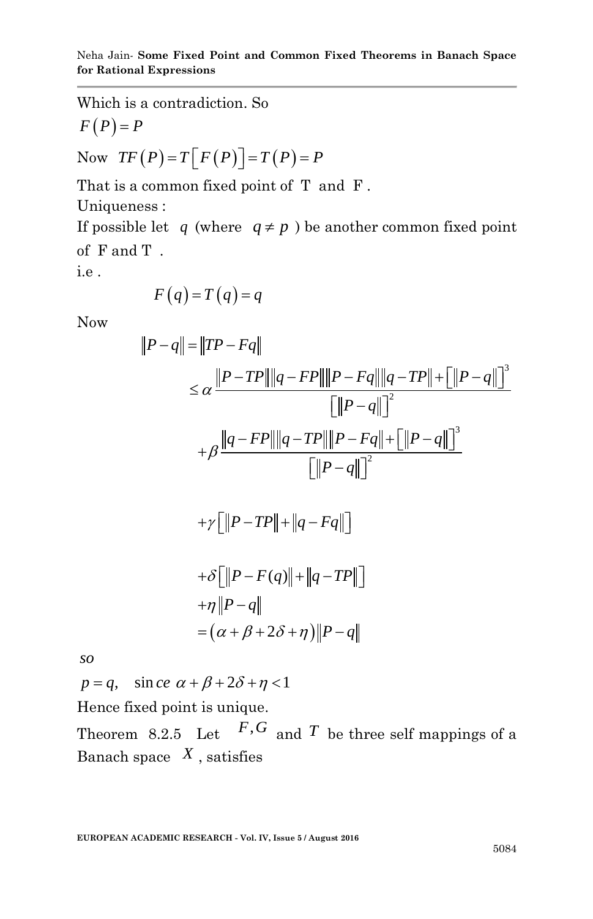Which is a contradiction. So

$F(P) = P$

Now $TF(P) = T\left[F(P)\right] = T(P) = P$

That is a common fixed point of T and F.

Uniqueness :

If possible let $q$ (where $q \neq p$ ) be another common fixed point of F and T .

i.e .

$$F(q) = T(q) = q$$

Now

$$
\begin{aligned}
\|P-q\| &= \|TP-Fq\| \\
&\leq \alpha \frac{\|P-TP\|\|q-FP\|\|P-Fq\|\|q-TP\| + \left[\|P-q\|\right]^3}{\left[\|P-q\|\right]^2} \\
&\quad + \beta \frac{\|q-FP\|\|q-TP\|\|P-Fq\| + \left[\|P-q\|\right]^3}{\left[\|P-q\|\right]^2} \\
&\quad + \gamma\left[\|P-TP\| + \|q-Fq\|\right] \\
&\quad + \delta\left[\|P-F(q)\| + \|q-TP\|\right] \\
&\quad + \eta\|P-q\| \\
&= (\alpha+\beta+2\delta+\eta)\|P-q\|
\end{aligned}
$$

*so*

$p = q, \quad \text{since } \alpha+\beta+2\delta+\eta < 1$

Hence fixed point is unique.

Theorem 8.2.5 Let $F, G$ and $T$ be three self mappings of a Banach space $X$, satisfies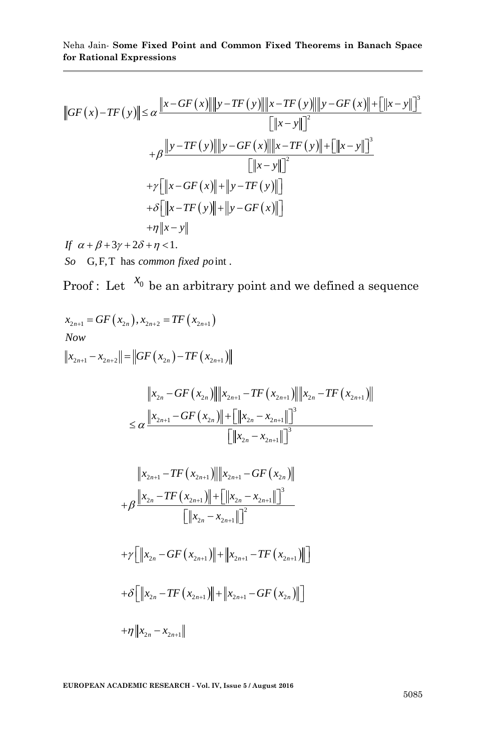$$\|GF(x)-TF(y)\| \le \alpha \frac{\|x-GF(x)\|\|y-TF(y)\|\|x-TF(y)\|\|y-GF(x)\|+[\|x-y\|]^3}{[\|x-y\|]^2}$$

$$+\beta \frac{\|y-TF(y)\|\|y-GF(x)\|\|x-TF(y)\|+[\|x-y\|]^3}{[\|x-y\|]^2}$$

$$+\gamma[\|x-GF(x)\|+\|y-TF(y)\|]$$

$$+\delta[\|x-TF(y)\|+\|y-GF(x)\|]$$

$$+\eta\|x-y\|$$

*If* $\alpha+\beta+3\gamma+2\delta+\eta<1.$

*So* G, F, T has *common fixed point*.

Proof : Let $x_0$ be an arbitrary point and we defined a sequence

$$x_{2n+1}=GF(x_{2n}), x_{2n+2}=TF(x_{2n+1})$$

*Now*

$$\|x_{2n+1}-x_{2n+2}\|=\|GF(x_{2n})-TF(x_{2n+1})\|$$

$$\le \alpha \frac{\|x_{2n}-GF(x_{2n})\|\|x_{2n+1}-TF(x_{2n+1})\|\|x_{2n}-TF(x_{2n+1})\| \|x_{2n+1}-GF(x_{2n})\|+[\|x_{2n}-x_{2n+1}\|]^3}{[\|x_{2n}-x_{2n+1}\|]^3}$$

$$+\beta \frac{\|x_{2n+1}-TF(x_{2n+1})\|\|x_{2n+1}-GF(x_{2n})\| \|x_{2n}-TF(x_{2n+1})\|+[\|x_{2n}-x_{2n+1}\|]^3}{[\|x_{2n}-x_{2n+1}\|]^2}$$

$$+\gamma[\|x_{2n}-GF(x_{2n+1})\|+\|x_{2n+1}-TF(x_{2n+1})\|]$$

$$+\delta[\|x_{2n}-TF(x_{2n+1})\|+\|x_{2n+1}-GF(x_{2n})\|]$$

$$+\eta\|x_{2n}-x_{2n+1}\|$$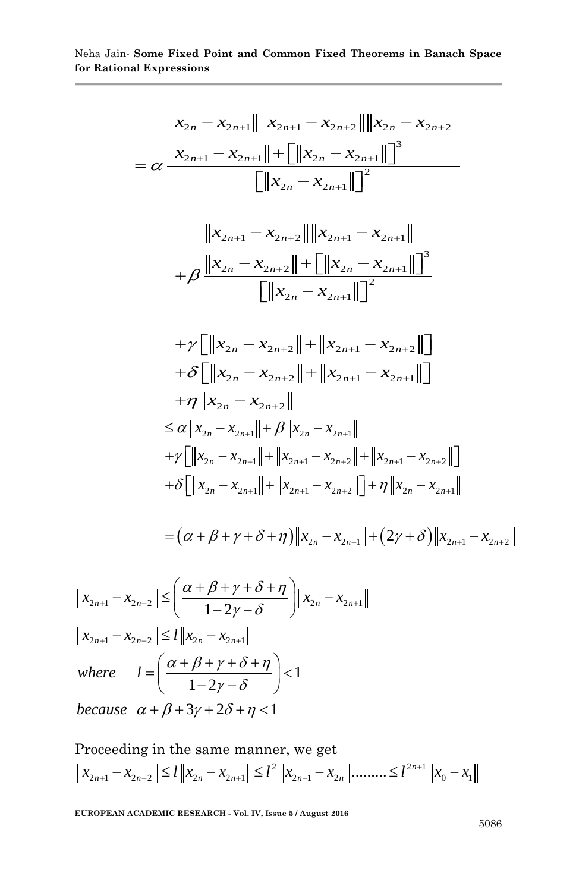$$
= \alpha \frac{\|x_{2n} - x_{2n+1}\| \|x_{2n+1} - x_{2n+2}\| \|x_{2n} - x_{2n+2}\|}{\|x_{2n+1} - x_{2n+1}\| + \left[\|x_{2n} - x_{2n+1}\|\right]^3} \over {\left[\|x_{2n} - x_{2n+1}\|\right]^2}
$$

$$
+ \beta \frac{\|x_{2n+1} - x_{2n+2}\| \|x_{2n+1} - x_{2n+1}\|}{\|x_{2n} - x_{2n+2}\| + \left[\|x_{2n} - x_{2n+1}\|\right]^3} \over {\left[\|x_{2n} - x_{2n+1}\|\right]^2}
$$

$$
\begin{aligned}
&+ \gamma \left[\|x_{2n} - x_{2n+2}\| + \|x_{2n+1} - x_{2n+2}\|\right] \\
&+ \delta \left[\|x_{2n} - x_{2n+2}\| + \|x_{2n+1} - x_{2n+1}\|\right] \\
&+ \eta \|x_{2n} - x_{2n+2}\| \\
&\le \alpha \|x_{2n} - x_{2n+1}\| + \beta \|x_{2n} - x_{2n+1}\| \\
&+ \gamma \left[\|x_{2n} - x_{2n+1}\| + \|x_{2n+1} - x_{2n+2}\| + \|x_{2n+1} - x_{2n+2}\|\right] \\
&+ \delta \left[\|x_{2n} - x_{2n+1}\| + \|x_{2n+1} - x_{2n+2}\|\right] + \eta \|x_{2n} - x_{2n+1}\|
\end{aligned}
$$

$$
= (\alpha + \beta + \gamma + \delta + \eta) \|x_{2n} - x_{2n+1}\| + (2\gamma + \delta) \|x_{2n+1} - x_{2n+2}\|
$$

$$
\begin{aligned}
&\|x_{2n+1} - x_{2n+2}\| \le \left( \frac{\alpha + \beta + \gamma + \delta + \eta}{1 - 2\gamma - \delta} \right) \|x_{2n} - x_{2n+1}\| \\
&\|x_{2n+1} - x_{2n+2}\| \le l \|x_{2n} - x_{2n+1}\| \\
&\textit{where} \quad l = \left( \frac{\alpha + \beta + \gamma + \delta + \eta}{1 - 2\gamma - \delta} \right) < 1 \\
&\textit{because} \quad \alpha + \beta + 3\gamma + 2\delta + \eta < 1
\end{aligned}
$$

Proceeding in the same manner, we get

$$
\|x_{2n+1} - x_{2n+2}\| \le l \|x_{2n} - x_{2n+1}\| \le l^2 \|x_{2n-1} - x_{2n}\| \ldots\ldots\ldots \le l^{2n+1} \|x_0 - x_1\|
$$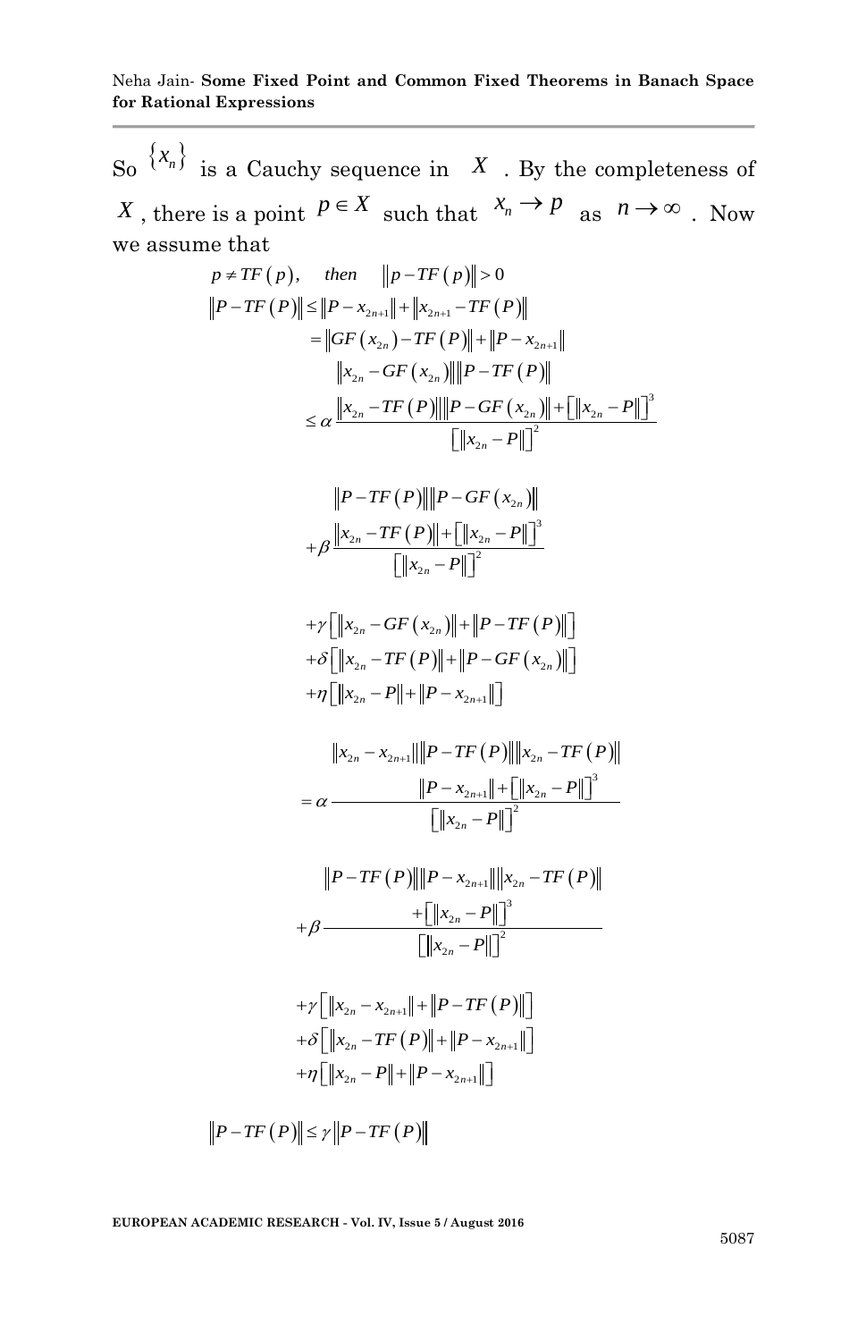So $\{x_n\}$ is a Cauchy sequence in $X$. By the completeness of $X$, there is a point $p \in X$ such that $x_n \to p$ as $n \to \infty$. Now we assume that

$$p \neq TF(p), \quad then \quad \|p - TF(p)\| > 0$$

$$\|P - TF(P)\| \leq \|P - x_{2n+1}\| + \|x_{2n+1} - TF(P)\|$$

$$= \|GF(x_{2n}) - TF(P)\| + \|P - x_{2n+1}\|$$

$$\leq \alpha \frac{\|x_{2n} - GF(x_{2n})\| \|P - TF(P)\| \|x_{2n} - TF(P)\| \|P - GF(x_{2n})\| + [\|x_{2n} - P\|]^3}{[\|x_{2n} - P\|]^2}$$

$$+ \beta \frac{\|P - TF(P)\| \|P - GF(x_{2n})\| \|x_{2n} - TF(P)\| + [\|x_{2n} - P\|]^3}{[\|x_{2n} - P\|]^2}$$

$$+ \gamma [\|x_{2n} - GF(x_{2n})\| + \|P - TF(P)\|]$$
$$+ \delta [\|x_{2n} - TF(P)\| + \|P - GF(x_{2n})\|]$$
$$+ \eta [\|x_{2n} - P\| + \|P - x_{2n+1}\|]$$

$$= \alpha \frac{\|x_{2n} - x_{2n+1}\| \|P - TF(P)\| \|x_{2n} - TF(P)\| \|P - x_{2n+1}\| + [\|x_{2n} - P\|]^3}{[\|x_{2n} - P\|]^2}$$

$$+ \beta \frac{\|P - TF(P)\| \|P - x_{2n+1}\| \|x_{2n} - TF(P)\| + [\|x_{2n} - P\|]^3}{[\|x_{2n} - P\|]^2}$$

$$+ \gamma [\|x_{2n} - x_{2n+1}\| + \|P - TF(P)\|]$$
$$+ \delta [\|x_{2n} - TF(P)\| + \|P - x_{2n+1}\|]$$
$$+ \eta [\|x_{2n} - P\| + \|P - x_{2n+1}\|]$$

$$\|P - TF(P)\| \leq \gamma \|P - TF(P)\|$$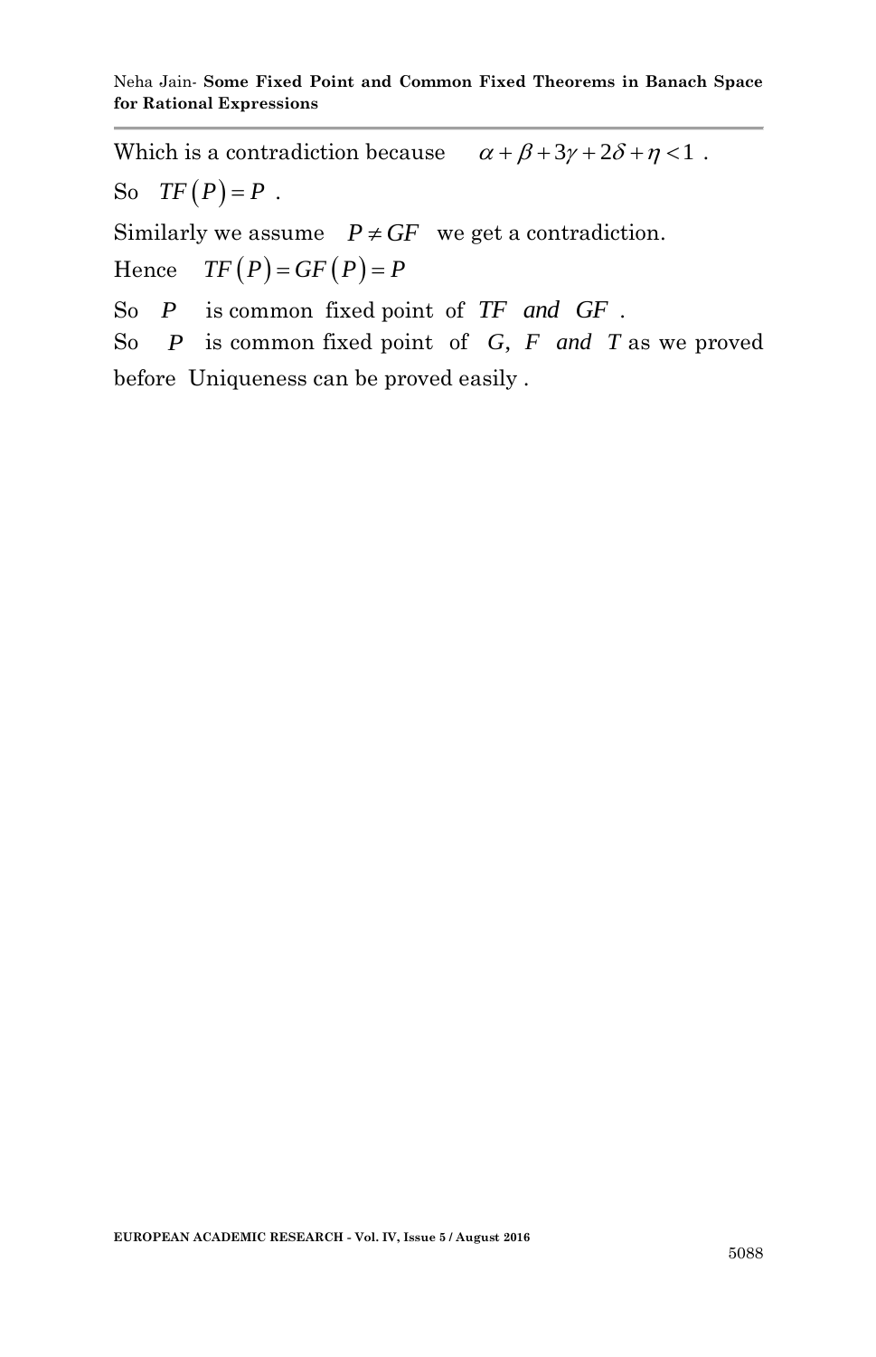Which is a contradiction because $\alpha + \beta + 3\gamma + 2\delta + \eta < 1$ .

So $TF(P) = P$ .

Similarly we assume $P \neq GF$ we get a contradiction.

Hence $TF(P) = GF(P) = P$

So $P$ is common fixed point of $TF$ *and* $GF$ .

So $P$ is common fixed point of $G$, $F$ *and* $T$ as we proved before Uniqueness can be proved easily .